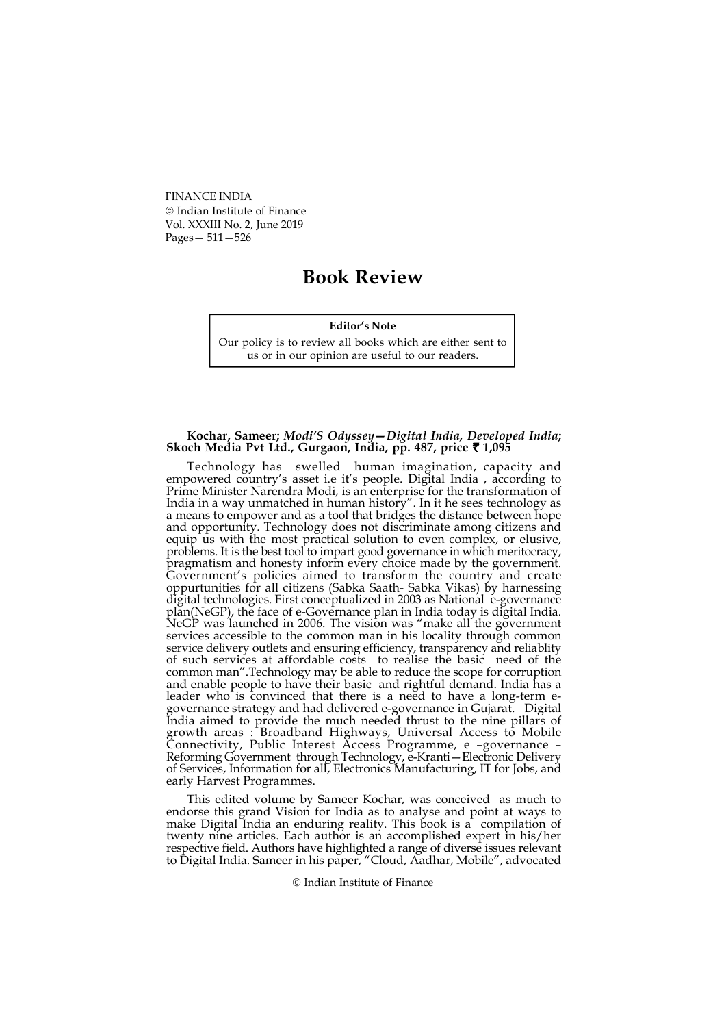# Book Review

**Editor's Note**

Our policy is to review all books which are either sent to us or in our opinion are useful to our readers.

**Kochar, Sameer; *Modi'S Odyssey—Digital India, Developed India*; Skoch Media Pvt Ltd., Gurgaon, India, pp. 487, price ₹ 1,095**

Technology has swelled human imagination, capacity and empowered country's asset i.e it's people. Digital India , according to Prime Minister Narendra Modi, is an enterprise for the transformation of India in a way unmatched in human history". In it he sees technology as a means to empower and as a tool that bridges the distance between hope and opportunity. Technology does not discriminate among citizens and equip us with the most practical solution to even complex, or elusive, problems. It is the best tool to impart good governance in which meritocracy, pragmatism and honesty inform every choice made by the government. Government's policies aimed to transform the country and create oppurtunities for all citizens (Sabka Saath- Sabka Vikas) by harnessing digital technologies. First conceptualized in 2003 as National e-governance plan(NeGP), the face of e-Governance plan in India today is digital India. NeGP was launched in 2006. The vision was "make all the government services accessible to the common man in his locality through common service delivery outlets and ensuring efficiency, transparency and reliablity of such services at affordable costs to realise the basic need of the common man".Technology may be able to reduce the scope for corruption and enable people to have their basic and rightful demand. India has a leader who is convinced that there is a need to have a long-term e-governance strategy and had delivered e-governance in Gujarat. Digital India aimed to provide the much needed thrust to the nine pillars of growth areas : Broadband Highways, Universal Access to Mobile Connectivity, Public Interest Access Programme, e –governance – Reforming Government through Technology, e-Kranti—Electronic Delivery of Services, Information for all, Electronics Manufacturing, IT for Jobs, and early Harvest Programmes.

This edited volume by Sameer Kochar, was conceived as much to endorse this grand Vision for India as to analyse and point at ways to make Digital India an enduring reality. This book is a compilation of twenty nine articles. Each author is an accomplished expert in his/her respective field. Authors have highlighted a range of diverse issues relevant to Digital India. Sameer in his paper, "Cloud, Aadhar, Mobile", advocated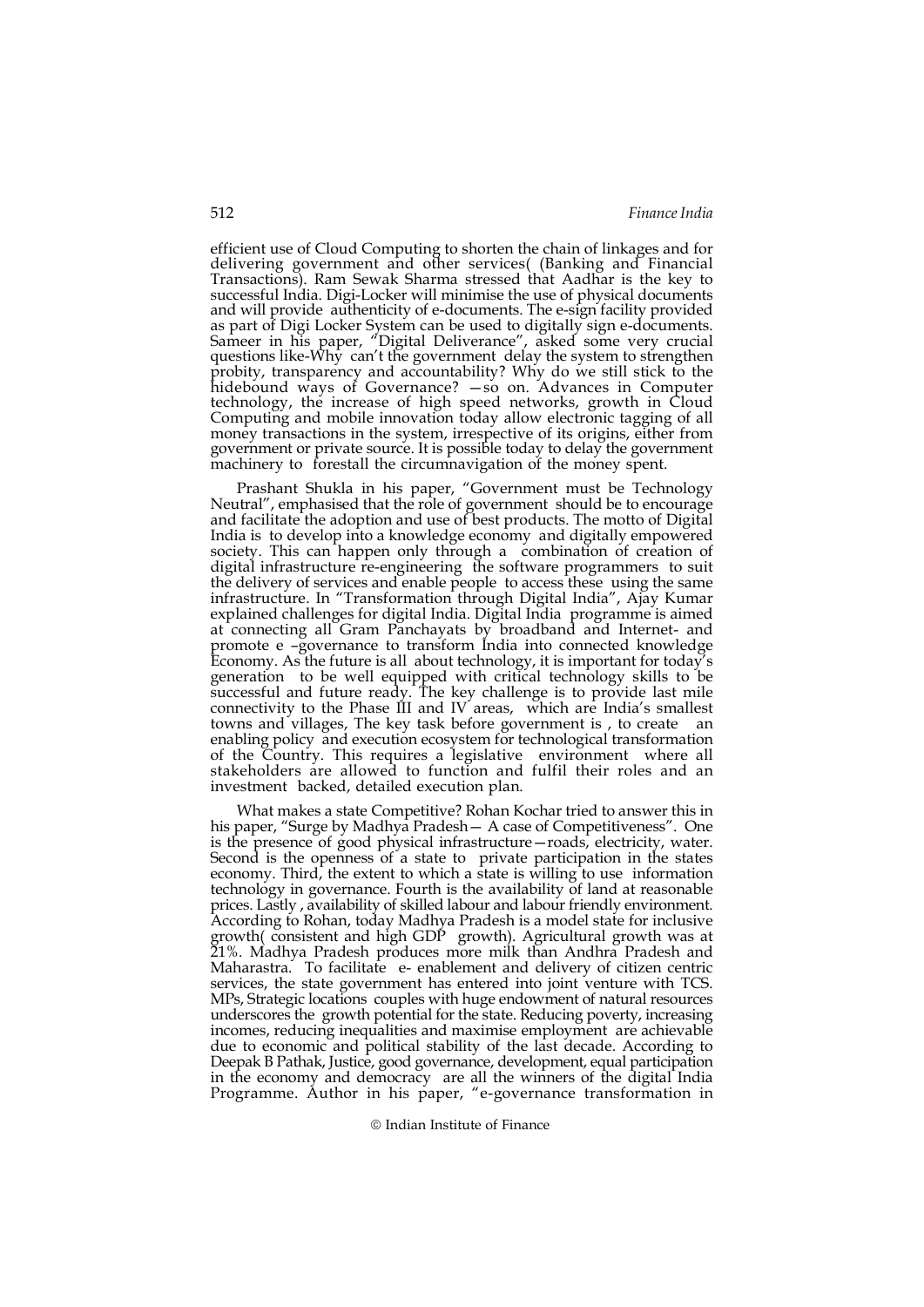efficient use of Cloud Computing to shorten the chain of linkages and for delivering government and other services( (Banking and Financial Transactions). Ram Sewak Sharma stressed that Aadhar is the key to successful India. Digi-Locker will minimise the use of physical documents and will provide authenticity of e-documents. The e-sign facility provided as part of Digi Locker System can be used to digitally sign e-documents. Sameer in his paper, "Digital Deliverance", asked some very crucial questions like-Why can't the government delay the system to strengthen probity, transparency and accountability? Why do we still stick to the hidebound ways of Governance? —so on. Advances in Computer technology, the increase of high speed networks, growth in Cloud Computing and mobile innovation today allow electronic tagging of all money transactions in the system, irrespective of its origins, either from government or private source. It is possible today to delay the government machinery to forestall the circumnavigation of the money spent.

Prashant Shukla in his paper, "Government must be Technology Neutral", emphasised that the role of government should be to encourage and facilitate the adoption and use of best products. The motto of Digital India is to develop into a knowledge economy and digitally empowered society. This can happen only through a combination of creation of digital infrastructure re-engineering the software programmers to suit the delivery of services and enable people to access these using the same infrastructure. In "Transformation through Digital India", Ajay Kumar explained challenges for digital India. Digital India programme is aimed at connecting all Gram Panchayats by broadband and Internet- and promote e –governance to transform India into connected knowledge Economy. As the future is all about technology, it is important for today's generation to be well equipped with critical technology skills to be successful and future ready. The key challenge is to provide last mile connectivity to the Phase III and IV areas, which are India's smallest towns and villages, The key task before government is , to create an enabling policy and execution ecosystem for technological transformation of the Country. This requires a legislative environment where all stakeholders are allowed to function and fulfil their roles and an investment backed, detailed execution plan.

What makes a state Competitive? Rohan Kochar tried to answer this in his paper, "Surge by Madhya Pradesh— A case of Competitiveness". One is the presence of good physical infrastructure—roads, electricity, water. Second is the openness of a state to private participation in the states economy. Third, the extent to which a state is willing to use information technology in governance. Fourth is the availability of land at reasonable prices. Lastly , availability of skilled labour and labour friendly environment. According to Rohan, today Madhya Pradesh is a model state for inclusive growth( consistent and high GDP growth). Agricultural growth was at 21%. Madhya Pradesh produces more milk than Andhra Pradesh and Maharastra. To facilitate e- enablement and delivery of citizen centric services, the state government has entered into joint venture with TCS. MPs, Strategic locations couples with huge endowment of natural resources underscores the growth potential for the state. Reducing poverty, increasing incomes, reducing inequalities and maximise employment are achievable due to economic and political stability of the last decade. According to Deepak B Pathak, Justice, good governance, development, equal participation in the economy and democracy are all the winners of the digital India Programme. Author in his paper, "e-governance transformation in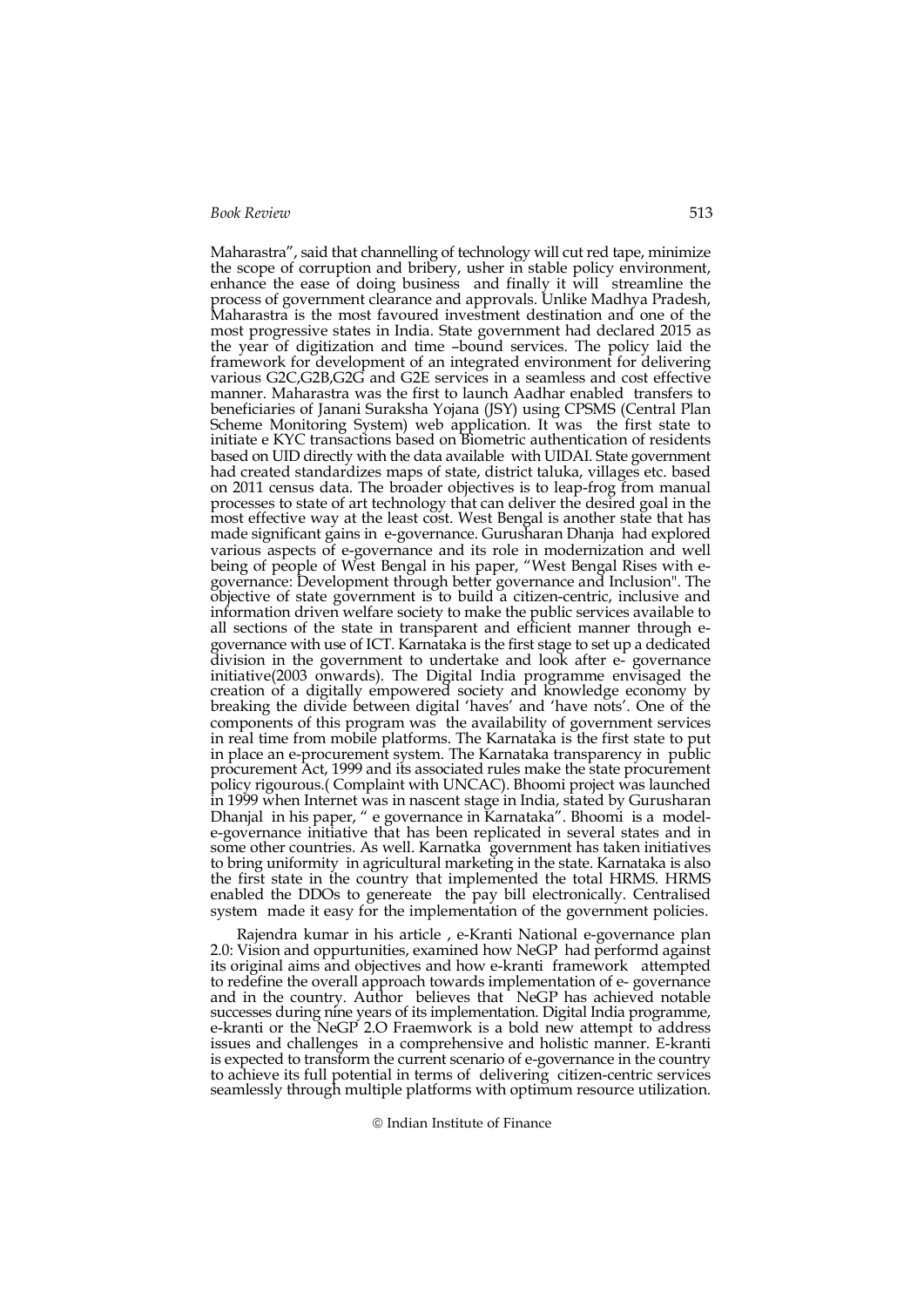Maharastra", said that channelling of technology will cut red tape, minimize the scope of corruption and bribery, usher in stable policy environment, enhance the ease of doing business and finally it will streamline the process of government clearance and approvals. Unlike Madhya Pradesh, Maharastra is the most favoured investment destination and one of the most progressive states in India. State government had declared 2015 as the year of digitization and time –bound services. The policy laid the framework for development of an integrated environment for delivering various G2C,G2B,G2G and G2E services in a seamless and cost effective manner. Maharastra was the first to launch Aadhar enabled transfers to beneficiaries of Janani Suraksha Yojana (JSY) using CPSMS (Central Plan Scheme Monitoring System) web application. It was the first state to initiate e KYC transactions based on Biometric authentication of residents based on UID directly with the data available with UIDAI. State government had created standardizes maps of state, district taluka, villages etc. based on 2011 census data. The broader objectives is to leap-frog from manual processes to state of art technology that can deliver the desired goal in the most effective way at the least cost. West Bengal is another state that has made significant gains in e-governance. Gurusharan Dhanja had explored various aspects of e-governance and its role in modernization and well being of people of West Bengal in his paper, "West Bengal Rises with e-governance: Development through better governance and Inclusion". The objective of state government is to build a citizen-centric, inclusive and information driven welfare society to make the public services available to all sections of the state in transparent and efficient manner through e-governance with use of ICT. Karnataka is the first stage to set up a dedicated division in the government to undertake and look after e- governance initiative(2003 onwards). The Digital India programme envisaged the creation of a digitally empowered society and knowledge economy by breaking the divide between digital 'haves' and 'have nots'. One of the components of this program was the availability of government services in real time from mobile platforms. The Karnataka is the first state to put in place an e-procurement system. The Karnataka transparency in public procurement Act, 1999 and its associated rules make the state procurement policy rigourous.( Complaint with UNCAC). Bhoomi project was launched in 1999 when Internet was in nascent stage in India, stated by Gurusharan Dhanjal in his paper, " e governance in Karnataka". Bhoomi is a model-e-governance initiative that has been replicated in several states and in some other countries. As well. Karnatka government has taken initiatives to bring uniformity in agricultural marketing in the state. Karnataka is also the first state in the country that implemented the total HRMS. HRMS enabled the DDOs to genereate the pay bill electronically. Centralised system made it easy for the implementation of the government policies.

Rajendra kumar in his article , e-Kranti National e-governance plan 2.0: Vision and oppurtunities, examined how NeGP had performd against its original aims and objectives and how e-kranti framework attempted to redefine the overall approach towards implementation of e- governance and in the country. Author believes that NeGP has achieved notable successes during nine years of its implementation. Digital India programme, e-kranti or the NeGP 2.O Fraemwork is a bold new attempt to address issues and challenges in a comprehensive and holistic manner. E-kranti is expected to transform the current scenario of e-governance in the country to achieve its full potential in terms of delivering citizen-centric services seamlessly through multiple platforms with optimum resource utilization.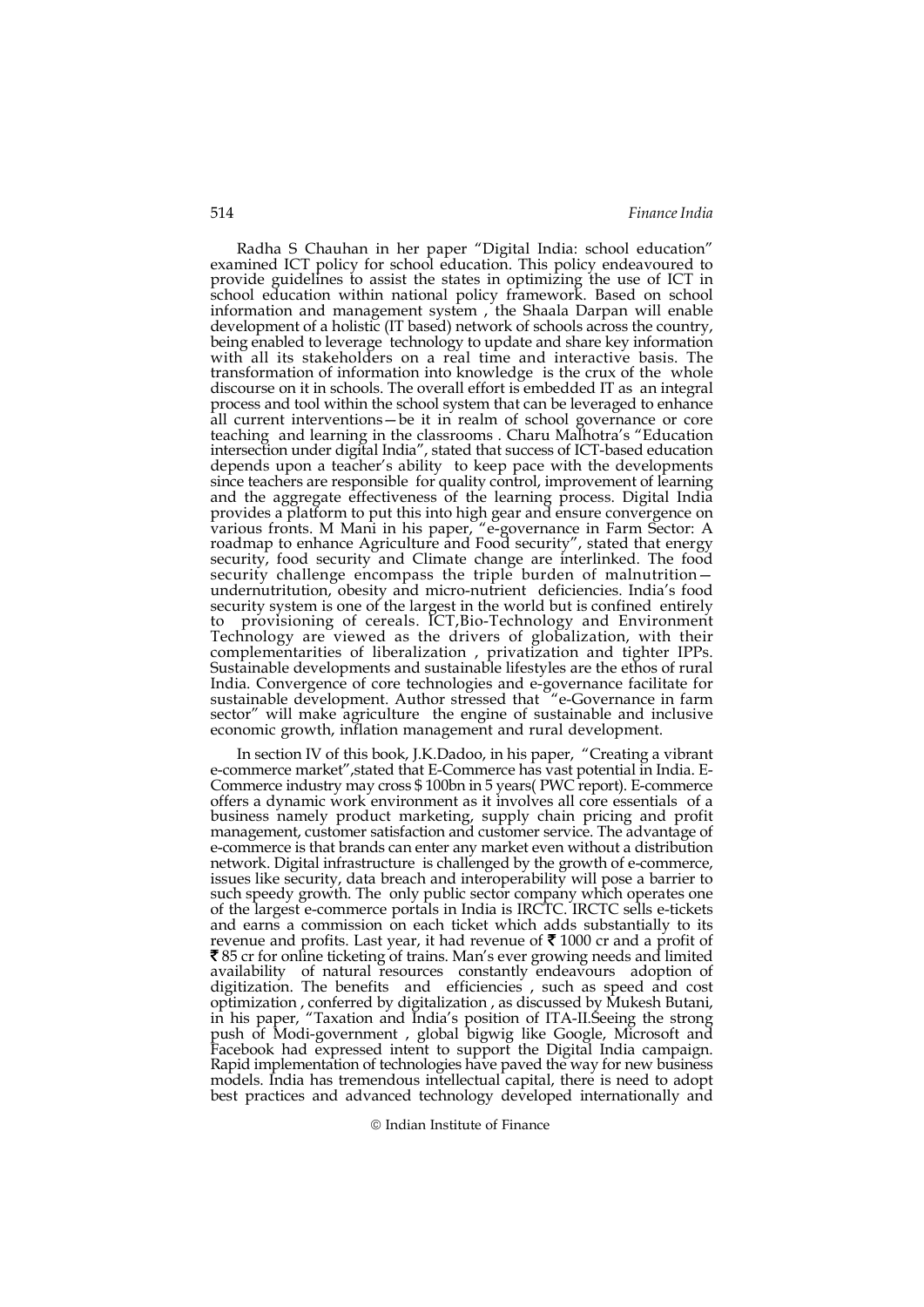Radha S Chauhan in her paper "Digital India: school education" examined ICT policy for school education. This policy endeavoured to provide guidelines to assist the states in optimizing the use of ICT in school education within national policy framework. Based on school information and management system , the Shaala Darpan will enable development of a holistic (IT based) network of schools across the country, being enabled to leverage technology to update and share key information with all its stakeholders on a real time and interactive basis. The transformation of information into knowledge is the crux of the whole discourse on it in schools. The overall effort is embedded IT as an integral process and tool within the school system that can be leveraged to enhance all current interventions—be it in realm of school governance or core teaching and learning in the classrooms . Charu Malhotra's "Education intersection under digital India", stated that success of ICT-based education depends upon a teacher's ability to keep pace with the developments since teachers are responsible for quality control, improvement of learning and the aggregate effectiveness of the learning process. Digital India provides a platform to put this into high gear and ensure convergence on various fronts. M Mani in his paper, "e-governance in Farm Sector: A roadmap to enhance Agriculture and Food security", stated that energy security, food security and Climate change are interlinked. The food security challenge encompass the triple burden of malnutrition—undernutritution, obesity and micro-nutrient deficiencies. India's food security system is one of the largest in the world but is confined entirely to provisioning of cereals. ICT,Bio-Technology and Environment Technology are viewed as the drivers of globalization, with their complementarities of liberalization , privatization and tighter IPPs. Sustainable developments and sustainable lifestyles are the ethos of rural India. Convergence of core technologies and e-governance facilitate for sustainable development. Author stressed that "e-Governance in farm sector" will make agriculture the engine of sustainable and inclusive economic growth, inflation management and rural development.

In section IV of this book, J.K.Dadoo, in his paper, "Creating a vibrant e-commerce market",stated that E-Commerce has vast potential in India. E-Commerce industry may cross $ 100bn in 5 years( PWC report). E-commerce offers a dynamic work environment as it involves all core essentials of a business namely product marketing, supply chain pricing and profit management, customer satisfaction and customer service. The advantage of e-commerce is that brands can enter any market even without a distribution network. Digital infrastructure is challenged by the growth of e-commerce, issues like security, data breach and interoperability will pose a barrier to such speedy growth. The only public sector company which operates one of the largest e-commerce portals in India is IRCTC. IRCTC sells e-tickets and earns a commission on each ticket which adds substantially to its revenue and profits. Last year, it had revenue of ₹ 1000 cr and a profit of ₹ 85 cr for online ticketing of trains. Man's ever growing needs and limited availability of natural resources constantly endeavours adoption of digitization. The benefits and efficiencies , such as speed and cost optimization , conferred by digitalization , as discussed by Mukesh Butani, in his paper, "Taxation and India's position of ITA-II.Seeing the strong push of Modi-government , global bigwig like Google, Microsoft and Facebook had expressed intent to support the Digital India campaign. Rapid implementation of technologies have paved the way for new business models. India has tremendous intellectual capital, there is need to adopt best practices and advanced technology developed internationally and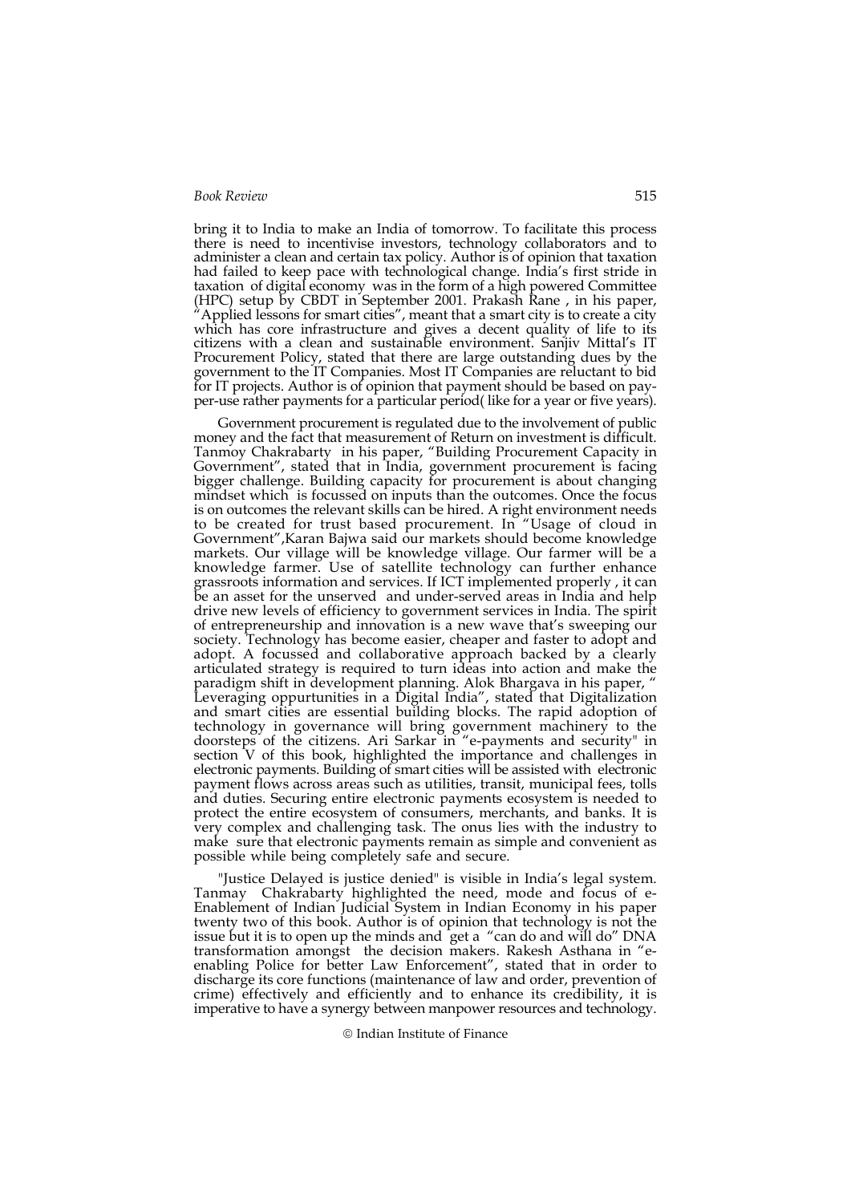bring it to India to make an India of tomorrow. To facilitate this process there is need to incentivise investors, technology collaborators and to administer a clean and certain tax policy. Author is of opinion that taxation had failed to keep pace with technological change. India's first stride in taxation of digital economy was in the form of a high powered Committee (HPC) setup by CBDT in September 2001. Prakash Rane , in his paper, "Applied lessons for smart cities", meant that a smart city is to create a city which has core infrastructure and gives a decent quality of life to its citizens with a clean and sustainable environment. Sanjiv Mittal's IT Procurement Policy, stated that there are large outstanding dues by the government to the IT Companies. Most IT Companies are reluctant to bid for IT projects. Author is of opinion that payment should be based on pay-per-use rather payments for a particular period( like for a year or five years).

Government procurement is regulated due to the involvement of public money and the fact that measurement of Return on investment is difficult. Tanmoy Chakrabarty in his paper, "Building Procurement Capacity in Government", stated that in India, government procurement is facing bigger challenge. Building capacity for procurement is about changing mindset which is focussed on inputs than the outcomes. Once the focus is on outcomes the relevant skills can be hired. A right environment needs to be created for trust based procurement. In "Usage of cloud in Government",Karan Bajwa said our markets should become knowledge markets. Our village will be knowledge village. Our farmer will be a knowledge farmer. Use of satellite technology can further enhance grassroots information and services. If ICT implemented properly , it can be an asset for the unserved and under-served areas in India and help drive new levels of efficiency to government services in India. The spirit of entrepreneurship and innovation is a new wave that's sweeping our society. Technology has become easier, cheaper and faster to adopt and adopt. A focussed and collaborative approach backed by a clearly articulated strategy is required to turn ideas into action and make the paradigm shift in development planning. Alok Bhargava in his paper, " Leveraging oppurtunities in a Digital India", stated that Digitalization and smart cities are essential building blocks. The rapid adoption of technology in governance will bring government machinery to the doorsteps of the citizens. Ari Sarkar in "e-payments and security" in section V of this book, highlighted the importance and challenges in electronic payments. Building of smart cities will be assisted with electronic payment flows across areas such as utilities, transit, municipal fees, tolls and duties. Securing entire electronic payments ecosystem is needed to protect the entire ecosystem of consumers, merchants, and banks. It is very complex and challenging task. The onus lies with the industry to make sure that electronic payments remain as simple and convenient as possible while being completely safe and secure.

"Justice Delayed is justice denied" is visible in India's legal system. Tanmay Chakrabarty highlighted the need, mode and focus of e-Enablement of Indian Judicial System in Indian Economy in his paper twenty two of this book. Author is of opinion that technology is not the issue but it is to open up the minds and get a "can do and will do" DNA transformation amongst the decision makers. Rakesh Asthana in "e-enabling Police for better Law Enforcement", stated that in order to discharge its core functions (maintenance of law and order, prevention of crime) effectively and efficiently and to enhance its credibility, it is imperative to have a synergy between manpower resources and technology.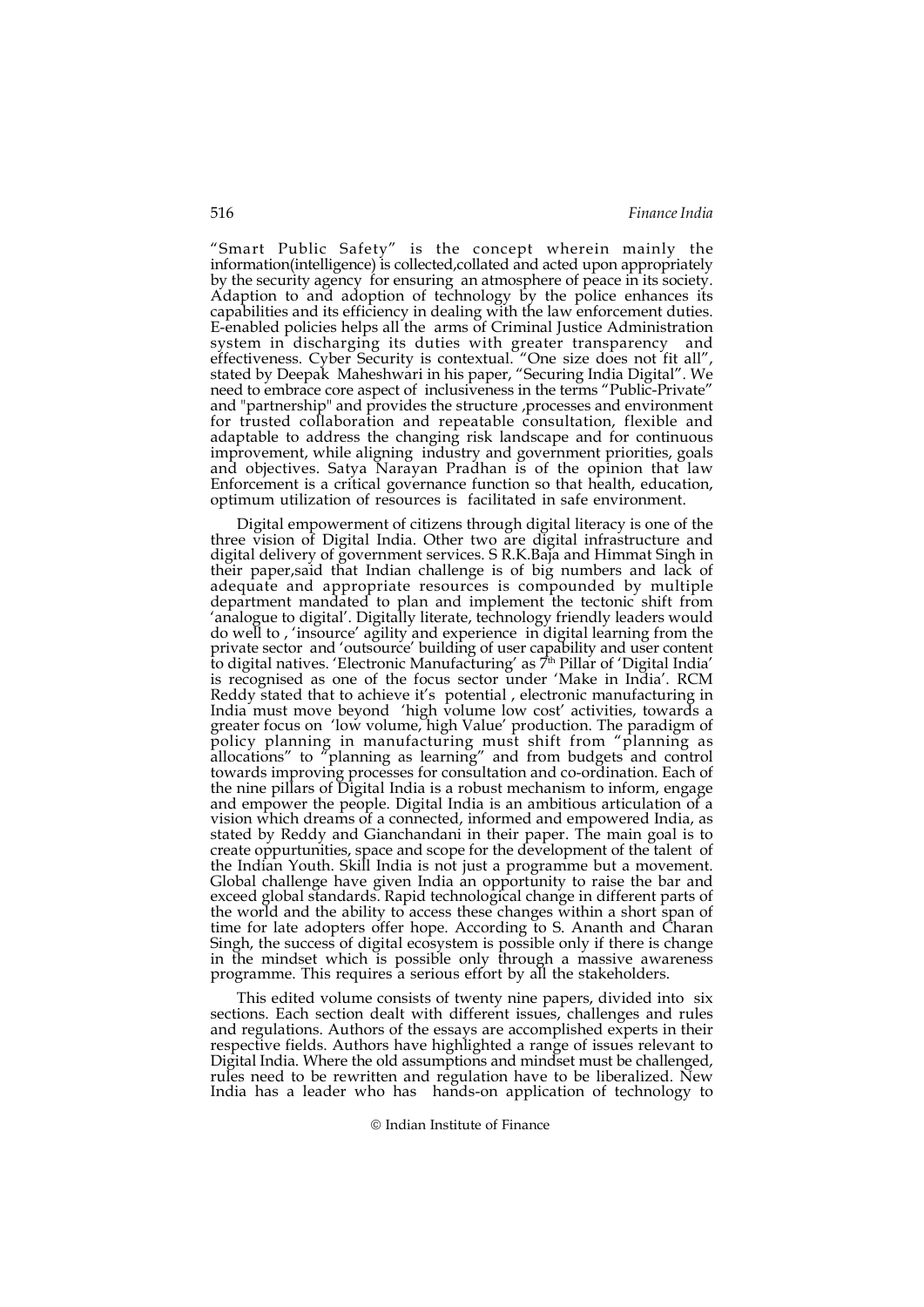"Smart Public Safety" is the concept wherein mainly the information(intelligence) is collected,collated and acted upon appropriately by the security agency for ensuring an atmosphere of peace in its society. Adaption to and adoption of technology by the police enhances its capabilities and its efficiency in dealing with the law enforcement duties. E-enabled policies helps all the arms of Criminal Justice Administration system in discharging its duties with greater transparency and effectiveness. Cyber Security is contextual. "One size does not fit all", stated by Deepak Maheshwari in his paper, "Securing India Digital". We need to embrace core aspect of inclusiveness in the terms "Public-Private" and "partnership" and provides the structure ,processes and environment for trusted collaboration and repeatable consultation, flexible and adaptable to address the changing risk landscape and for continuous improvement, while aligning industry and government priorities, goals and objectives. Satya Narayan Pradhan is of the opinion that law Enforcement is a critical governance function so that health, education, optimum utilization of resources is facilitated in safe environment.

Digital empowerment of citizens through digital literacy is one of the three vision of Digital India. Other two are digital infrastructure and digital delivery of government services. S R.K.Baja and Himmat Singh in their paper,said that Indian challenge is of big numbers and lack of adequate and appropriate resources is compounded by multiple department mandated to plan and implement the tectonic shift from 'analogue to digital'. Digitally literate, technology friendly leaders would do well to , 'insource' agility and experience in digital learning from the private sector and 'outsource' building of user capability and user content to digital natives. 'Electronic Manufacturing' as 7th Pillar of 'Digital India' is recognised as one of the focus sector under 'Make in India'. RCM Reddy stated that to achieve it's potential , electronic manufacturing in India must move beyond 'high volume low cost' activities, towards a greater focus on 'low volume, high Value' production. The paradigm of policy planning in manufacturing must shift from "planning as allocations" to "planning as learning" and from budgets and control towards improving processes for consultation and co-ordination. Each of the nine pillars of Digital India is a robust mechanism to inform, engage and empower the people. Digital India is an ambitious articulation of a vision which dreams of a connected, informed and empowered India, as stated by Reddy and Gianchandani in their paper. The main goal is to create oppurtunities, space and scope for the development of the talent of the Indian Youth. Skill India is not just a programme but a movement. Global challenge have given India an opportunity to raise the bar and exceed global standards. Rapid technological change in different parts of the world and the ability to access these changes within a short span of time for late adopters offer hope. According to S. Ananth and Charan Singh, the success of digital ecosystem is possible only if there is change in the mindset which is possible only through a massive awareness programme. This requires a serious effort by all the stakeholders.

This edited volume consists of twenty nine papers, divided into six sections. Each section dealt with different issues, challenges and rules and regulations. Authors of the essays are accomplished experts in their respective fields. Authors have highlighted a range of issues relevant to Digital India. Where the old assumptions and mindset must be challenged, rules need to be rewritten and regulation have to be liberalized. New India has a leader who has hands-on application of technology to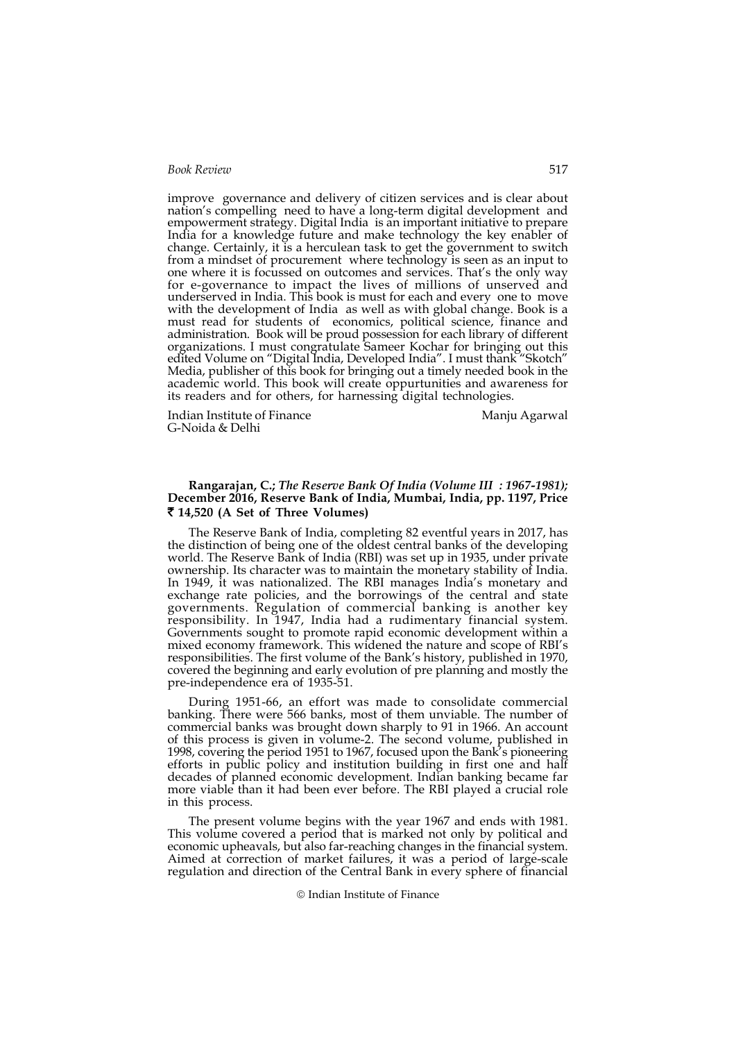improve governance and delivery of citizen services and is clear about nation's compelling need to have a long-term digital development and empowerment strategy. Digital India is an important initiative to prepare India for a knowledge future and make technology the key enabler of change. Certainly, it is a herculean task to get the government to switch from a mindset of procurement where technology is seen as an input to one where it is focussed on outcomes and services. That's the only way for e-governance to impact the lives of millions of unserved and underserved in India. This book is must for each and every one to move with the development of India as well as with global change. Book is a must read for students of economics, political science, finance and administration. Book will be proud possession for each library of different organizations. I must congratulate Sameer Kochar for bringing out this edited Volume on "Digital India, Developed India". I must thank "Skotch" Media, publisher of this book for bringing out a timely needed book in the academic world. This book will create oppurtunities and awareness for its readers and for others, for harnessing digital technologies.

Indian Institute of Finance
G-Noida & Delhi

Manju Agarwal

**Rangarajan, C.; *The Reserve Bank Of India (Volume III : 1967-1981)*; December 2016, Reserve Bank of India, Mumbai, India, pp. 1197, Price ₹ 14,520 (A Set of Three Volumes)**

The Reserve Bank of India, completing 82 eventful years in 2017, has the distinction of being one of the oldest central banks of the developing world. The Reserve Bank of India (RBI) was set up in 1935, under private ownership. Its character was to maintain the monetary stability of India. In 1949, it was nationalized. The RBI manages India's monetary and exchange rate policies, and the borrowings of the central and state governments. Regulation of commercial banking is another key responsibility. In 1947, India had a rudimentary financial system. Governments sought to promote rapid economic development within a mixed economy framework. This widened the nature and scope of RBI's responsibilities. The first volume of the Bank's history, published in 1970, covered the beginning and early evolution of pre planning and mostly the pre-independence era of 1935-51.

During 1951-66, an effort was made to consolidate commercial banking. There were 566 banks, most of them unviable. The number of commercial banks was brought down sharply to 91 in 1966. An account of this process is given in volume-2. The second volume, published in 1998, covering the period 1951 to 1967, focused upon the Bank's pioneering efforts in public policy and institution building in first one and half decades of planned economic development. Indian banking became far more viable than it had been ever before. The RBI played a crucial role in this process.

The present volume begins with the year 1967 and ends with 1981. This volume covered a period that is marked not only by political and economic upheavals, but also far-reaching changes in the financial system. Aimed at correction of market failures, it was a period of large-scale regulation and direction of the Central Bank in every sphere of financial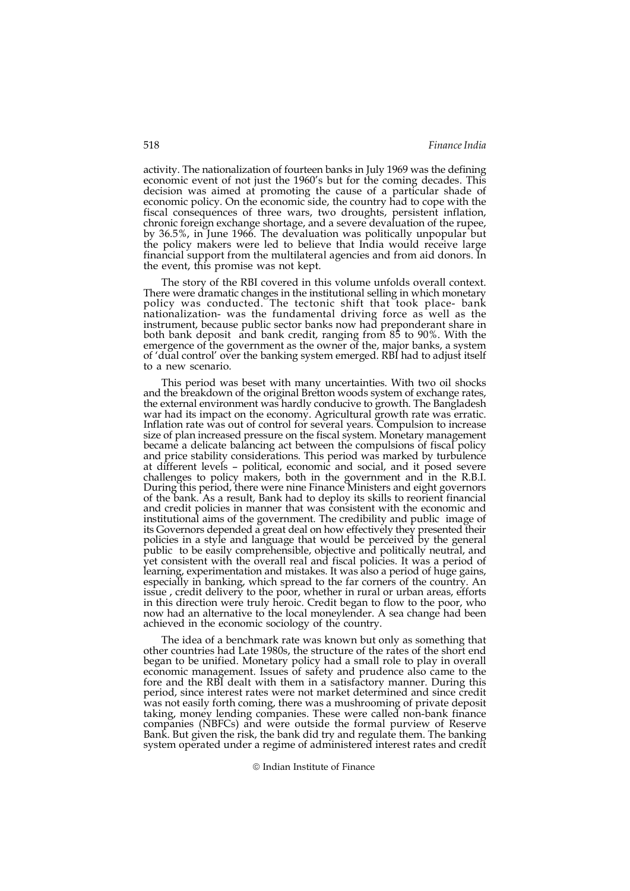activity. The nationalization of fourteen banks in July 1969 was the defining economic event of not just the 1960's but for the coming decades. This decision was aimed at promoting the cause of a particular shade of economic policy. On the economic side, the country had to cope with the fiscal consequences of three wars, two droughts, persistent inflation, chronic foreign exchange shortage, and a severe devaluation of the rupee, by 36.5%, in June 1966. The devaluation was politically unpopular but the policy makers were led to believe that India would receive large financial support from the multilateral agencies and from aid donors. In the event, this promise was not kept.

The story of the RBI covered in this volume unfolds overall context. There were dramatic changes in the institutional selling in which monetary policy was conducted. The tectonic shift that took place- bank nationalization- was the fundamental driving force as well as the instrument, because public sector banks now had preponderant share in both bank deposit and bank credit, ranging from 85 to 90%. With the emergence of the government as the owner of the, major banks, a system of 'dual control' over the banking system emerged. RBI had to adjust itself to a new scenario.

This period was beset with many uncertainties. With two oil shocks and the breakdown of the original Bretton woods system of exchange rates, the external environment was hardly conducive to growth. The Bangladesh war had its impact on the economy. Agricultural growth rate was erratic. Inflation rate was out of control for several years. Compulsion to increase size of plan increased pressure on the fiscal system. Monetary management became a delicate balancing act between the compulsions of fiscal policy and price stability considerations. This period was marked by turbulence at different levels – political, economic and social, and it posed severe challenges to policy makers, both in the government and in the R.B.I. During this period, there were nine Finance Ministers and eight governors of the bank. As a result, Bank had to deploy its skills to reorient financial and credit policies in manner that was consistent with the economic and institutional aims of the government. The credibility and public image of its Governors depended a great deal on how effectively they presented their policies in a style and language that would be perceived by the general public to be easily comprehensible, objective and politically neutral, and yet consistent with the overall real and fiscal policies. It was a period of learning, experimentation and mistakes. It was also a period of huge gains, especially in banking, which spread to the far corners of the country. An issue , credit delivery to the poor, whether in rural or urban areas, efforts in this direction were truly heroic. Credit began to flow to the poor, who now had an alternative to the local moneylender. A sea change had been achieved in the economic sociology of the country.

The idea of a benchmark rate was known but only as something that other countries had Late 1980s, the structure of the rates of the short end began to be unified. Monetary policy had a small role to play in overall economic management. Issues of safety and prudence also came to the fore and the RBI dealt with them in a satisfactory manner. During this period, since interest rates were not market determined and since credit was not easily forth coming, there was a mushrooming of private deposit taking, money lending companies. These were called non-bank finance companies (NBFCs) and were outside the formal purview of Reserve Bank. But given the risk, the bank did try and regulate them. The banking system operated under a regime of administered interest rates and credit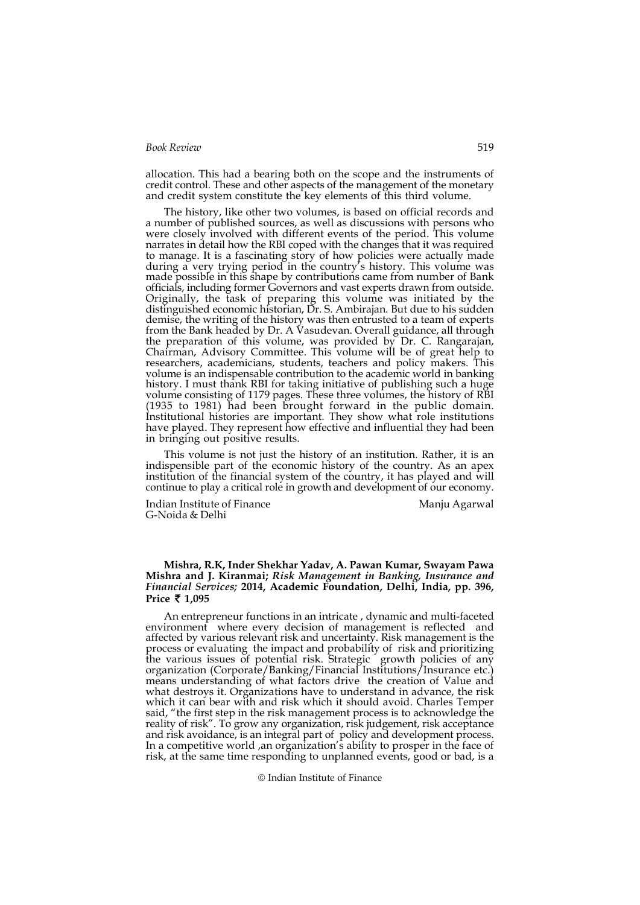allocation. This had a bearing both on the scope and the instruments of credit control. These and other aspects of the management of the monetary and credit system constitute the key elements of this third volume.

The history, like other two volumes, is based on official records and a number of published sources, as well as discussions with persons who were closely involved with different events of the period. This volume narrates in detail how the RBI coped with the changes that it was required to manage. It is a fascinating story of how policies were actually made during a very trying period in the country's history. This volume was made possible in this shape by contributions came from number of Bank officials, including former Governors and vast experts drawn from outside. Originally, the task of preparing this volume was initiated by the distinguished economic historian, Dr. S. Ambirajan. But due to his sudden demise, the writing of the history was then entrusted to a team of experts from the Bank headed by Dr. A Vasudevan. Overall guidance, all through the preparation of this volume, was provided by Dr. C. Rangarajan, Chairman, Advisory Committee. This volume will be of great help to researchers, academicians, students, teachers and policy makers. This volume is an indispensable contribution to the academic world in banking history. I must thank RBI for taking initiative of publishing such a huge volume consisting of 1179 pages. These three volumes, the history of RBI (1935 to 1981) had been brought forward in the public domain. Institutional histories are important. They show what role institutions have played. They represent how effective and influential they had been in bringing out positive results.

This volume is not just the history of an institution. Rather, it is an indispensible part of the economic history of the country. As an apex institution of the financial system of the country, it has played and will continue to play a critical role in growth and development of our economy.

Indian Institute of Finance
G-Noida & Delhi

Manju Agarwal

**Mishra, R.K, Inder Shekhar Yadav, A. Pawan Kumar, Swayam Pawa Mishra and J. Kiranmai; *Risk Management in Banking, Insurance and Financial Services;* 2014, Academic Foundation, Delhi, India, pp. 396, Price ₹ 1,095**

An entrepreneur functions in an intricate , dynamic and multi-faceted environment where every decision of management is reflected and affected by various relevant risk and uncertainty. Risk management is the process or evaluating the impact and probability of risk and prioritizing the various issues of potential risk. Strategic growth policies of any organization (Corporate/Banking/Financial Institutions/Insurance etc.) means understanding of what factors drive the creation of Value and what destroys it. Organizations have to understand in advance, the risk which it can bear with and risk which it should avoid. Charles Temper said, "the first step in the risk management process is to acknowledge the reality of risk". To grow any organization, risk judgement, risk acceptance and risk avoidance, is an integral part of policy and development process. In a competitive world ,an organization's ability to prosper in the face of risk, at the same time responding to unplanned events, good or bad, is a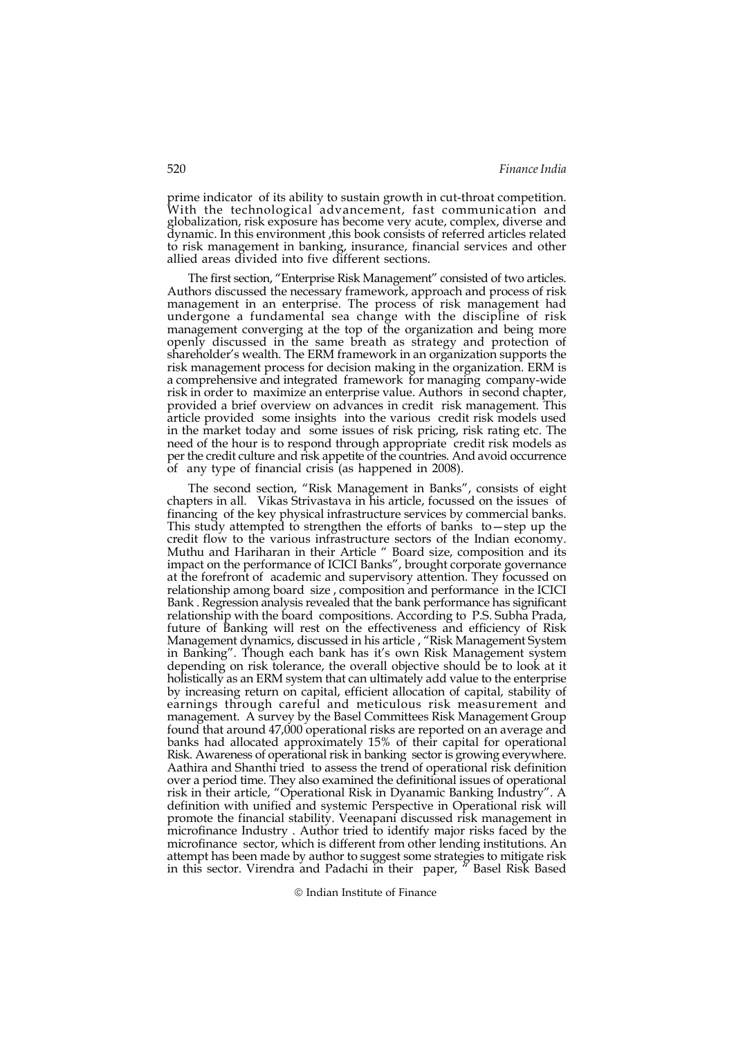prime indicator of its ability to sustain growth in cut-throat competition. With the technological advancement, fast communication and globalization, risk exposure has become very acute, complex, diverse and dynamic. In this environment ,this book consists of referred articles related to risk management in banking, insurance, financial services and other allied areas divided into five different sections.

The first section, "Enterprise Risk Management" consisted of two articles. Authors discussed the necessary framework, approach and process of risk management in an enterprise. The process of risk management had undergone a fundamental sea change with the discipline of risk management converging at the top of the organization and being more openly discussed in the same breath as strategy and protection of shareholder's wealth. The ERM framework in an organization supports the risk management process for decision making in the organization. ERM is a comprehensive and integrated framework for managing company-wide risk in order to maximize an enterprise value. Authors in second chapter, provided a brief overview on advances in credit risk management. This article provided some insights into the various credit risk models used in the market today and some issues of risk pricing, risk rating etc. The need of the hour is to respond through appropriate credit risk models as per the credit culture and risk appetite of the countries. And avoid occurrence of any type of financial crisis (as happened in 2008).

The second section, "Risk Management in Banks", consists of eight chapters in all. Vikas Strivastava in his article, focussed on the issues of financing of the key physical infrastructure services by commercial banks. This study attempted to strengthen the efforts of banks to—step up the credit flow to the various infrastructure sectors of the Indian economy. Muthu and Hariharan in their Article " Board size, composition and its impact on the performance of ICICI Banks", brought corporate governance at the forefront of academic and supervisory attention. They focussed on relationship among board size , composition and performance in the ICICI Bank . Regression analysis revealed that the bank performance has significant relationship with the board compositions. According to P.S. Subha Prada, future of Banking will rest on the effectiveness and efficiency of Risk Management dynamics, discussed in his article , "Risk Management System in Banking". Though each bank has it's own Risk Management system depending on risk tolerance, the overall objective should be to look at it holistically as an ERM system that can ultimately add value to the enterprise by increasing return on capital, efficient allocation of capital, stability of earnings through careful and meticulous risk measurement and management. A survey by the Basel Committees Risk Management Group found that around 47,000 operational risks are reported on an average and banks had allocated approximately 15% of their capital for operational Risk. Awareness of operational risk in banking sector is growing everywhere. Aathira and Shanthi tried to assess the trend of operational risk definition over a period time. They also examined the definitional issues of operational risk in their article, "Operational Risk in Dyanamic Banking Industry". A definition with unified and systemic Perspective in Operational risk will promote the financial stability. Veenapani discussed risk management in microfinance Industry . Author tried to identify major risks faced by the microfinance sector, which is different from other lending institutions. An attempt has been made by author to suggest some strategies to mitigate risk in this sector. Virendra and Padachi in their paper, " Basel Risk Based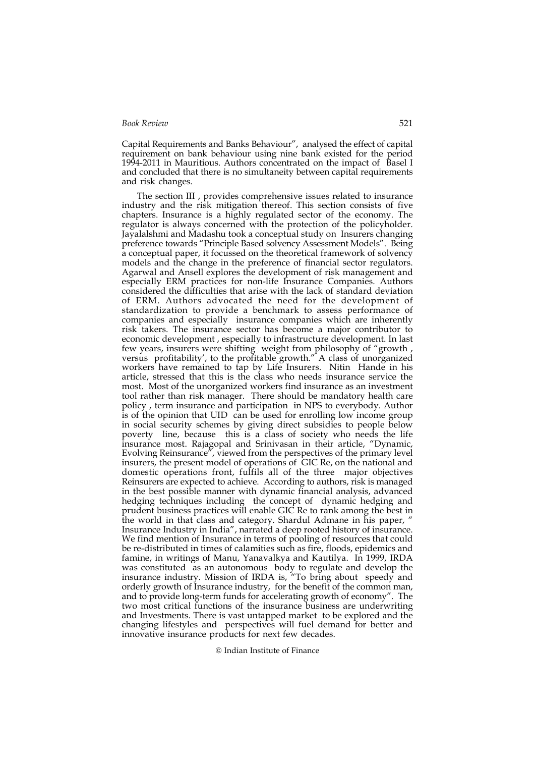Capital Requirements and Banks Behaviour", analysed the effect of capital requirement on bank behaviour using nine bank existed for the period 1994-2011 in Mauritious. Authors concentrated on the impact of Basel I and concluded that there is no simultaneity between capital requirements and risk changes.

The section III , provides comprehensive issues related to insurance industry and the risk mitigation thereof. This section consists of five chapters. Insurance is a highly regulated sector of the economy. The regulator is always concerned with the protection of the policyholder. Jayalalshmi and Madashu took a conceptual study on Insurers changing preference towards "Principle Based solvency Assessment Models". Being a conceptual paper, it focussed on the theoretical framework of solvency models and the change in the preference of financial sector regulators. Agarwal and Ansell explores the development of risk management and especially ERM practices for non-life Insurance Companies. Authors considered the difficulties that arise with the lack of standard deviation of ERM. Authors advocated the need for the development of standardization to provide a benchmark to assess performance of companies and especially insurance companies which are inherently risk takers. The insurance sector has become a major contributor to economic development , especially to infrastructure development. In last few years, insurers were shifting weight from philosophy of "growth , versus profitability', to the profitable growth." A class of unorganized workers have remained to tap by Life Insurers. Nitin Hande in his article, stressed that this is the class who needs insurance service the most. Most of the unorganized workers find insurance as an investment tool rather than risk manager. There should be mandatory health care policy , term insurance and participation in NPS to everybody. Author is of the opinion that UID can be used for enrolling low income group in social security schemes by giving direct subsidies to people below poverty line, because this is a class of society who needs the life insurance most. Rajagopal and Srinivasan in their article, "Dynamic, Evolving Reinsurance", viewed from the perspectives of the primary level insurers, the present model of operations of GIC Re, on the national and domestic operations front, fulfils all of the three major objectives Reinsurers are expected to achieve. According to authors, risk is managed in the best possible manner with dynamic financial analysis, advanced hedging techniques including the concept of dynamic hedging and prudent business practices will enable GIC Re to rank among the best in the world in that class and category. Shardul Admane in his paper, " Insurance Industry in India", narrated a deep rooted history of insurance. We find mention of Insurance in terms of pooling of resources that could be re-distributed in times of calamities such as fire, floods, epidemics and famine, in writings of Manu, Yanavalkya and Kautilya. In 1999, IRDA was constituted as an autonomous body to regulate and develop the insurance industry. Mission of IRDA is, "To bring about speedy and orderly growth of Insurance industry, for the benefit of the common man, and to provide long-term funds for accelerating growth of economy". The two most critical functions of the insurance business are underwriting and Investments. There is vast untapped market to be explored and the changing lifestyles and perspectives will fuel demand for better and innovative insurance products for next few decades.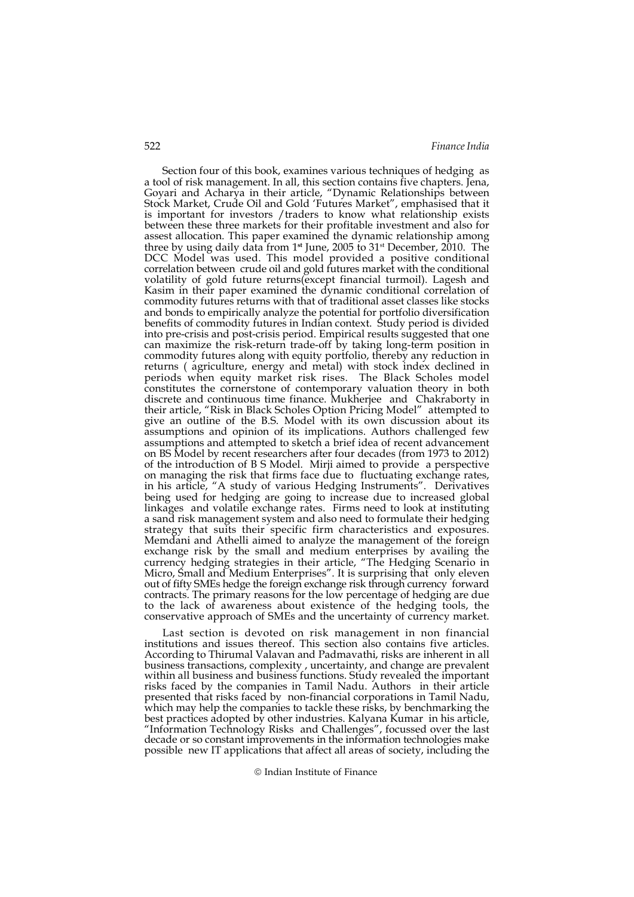Section four of this book, examines various techniques of hedging as a tool of risk management. In all, this section contains five chapters. Jena, Goyari and Acharya in their article, "Dynamic Relationships between Stock Market, Crude Oil and Gold 'Futures Market", emphasised that it is important for investors /traders to know what relationship exists between these three markets for their profitable investment and also for assest allocation. This paper examined the dynamic relationship among three by using daily data from 1st June, 2005 to 31st December, 2010. The DCC Model was used. This model provided a positive conditional correlation between crude oil and gold futures market with the conditional volatility of gold future returns(except financial turmoil). Lagesh and Kasim in their paper examined the dynamic conditional correlation of commodity futures returns with that of traditional asset classes like stocks and bonds to empirically analyze the potential for portfolio diversification benefits of commodity futures in Indian context. Study period is divided into pre-crisis and post-crisis period. Empirical results suggested that one can maximize the risk-return trade-off by taking long-term position in commodity futures along with equity portfolio, thereby any reduction in returns ( agriculture, energy and metal) with stock index declined in periods when equity market risk rises. The Black Scholes model constitutes the cornerstone of contemporary valuation theory in both discrete and continuous time finance. Mukherjee and Chakraborty in their article, "Risk in Black Scholes Option Pricing Model" attempted to give an outline of the B.S. Model with its own discussion about its assumptions and opinion of its implications. Authors challenged few assumptions and attempted to sketch a brief idea of recent advancement on BS Model by recent researchers after four decades (from 1973 to 2012) of the introduction of B S Model. Mirji aimed to provide a perspective on managing the risk that firms face due to fluctuating exchange rates, in his article, "A study of various Hedging Instruments". Derivatives being used for hedging are going to increase due to increased global linkages and volatile exchange rates. Firms need to look at instituting a sand risk management system and also need to formulate their hedging strategy that suits their specific firm characteristics and exposures. Memdani and Athelli aimed to analyze the management of the foreign exchange risk by the small and medium enterprises by availing the currency hedging strategies in their article, "The Hedging Scenario in Micro, Small and Medium Enterprises". It is surprising that only eleven out of fifty SMEs hedge the foreign exchange risk through currency forward contracts. The primary reasons for the low percentage of hedging are due to the lack of awareness about existence of the hedging tools, the conservative approach of SMEs and the uncertainty of currency market.

Last section is devoted on risk management in non financial institutions and issues thereof. This section also contains five articles. According to Thirumal Valavan and Padmavathi, risks are inherent in all business transactions, complexity , uncertainty, and change are prevalent within all business and business functions. Study revealed the important risks faced by the companies in Tamil Nadu. Authors in their article presented that risks faced by non-financial corporations in Tamil Nadu, which may help the companies to tackle these risks, by benchmarking the best practices adopted by other industries. Kalyana Kumar in his article, "Information Technology Risks and Challenges", focussed over the last decade or so constant improvements in the information technologies make possible new IT applications that affect all areas of society, including the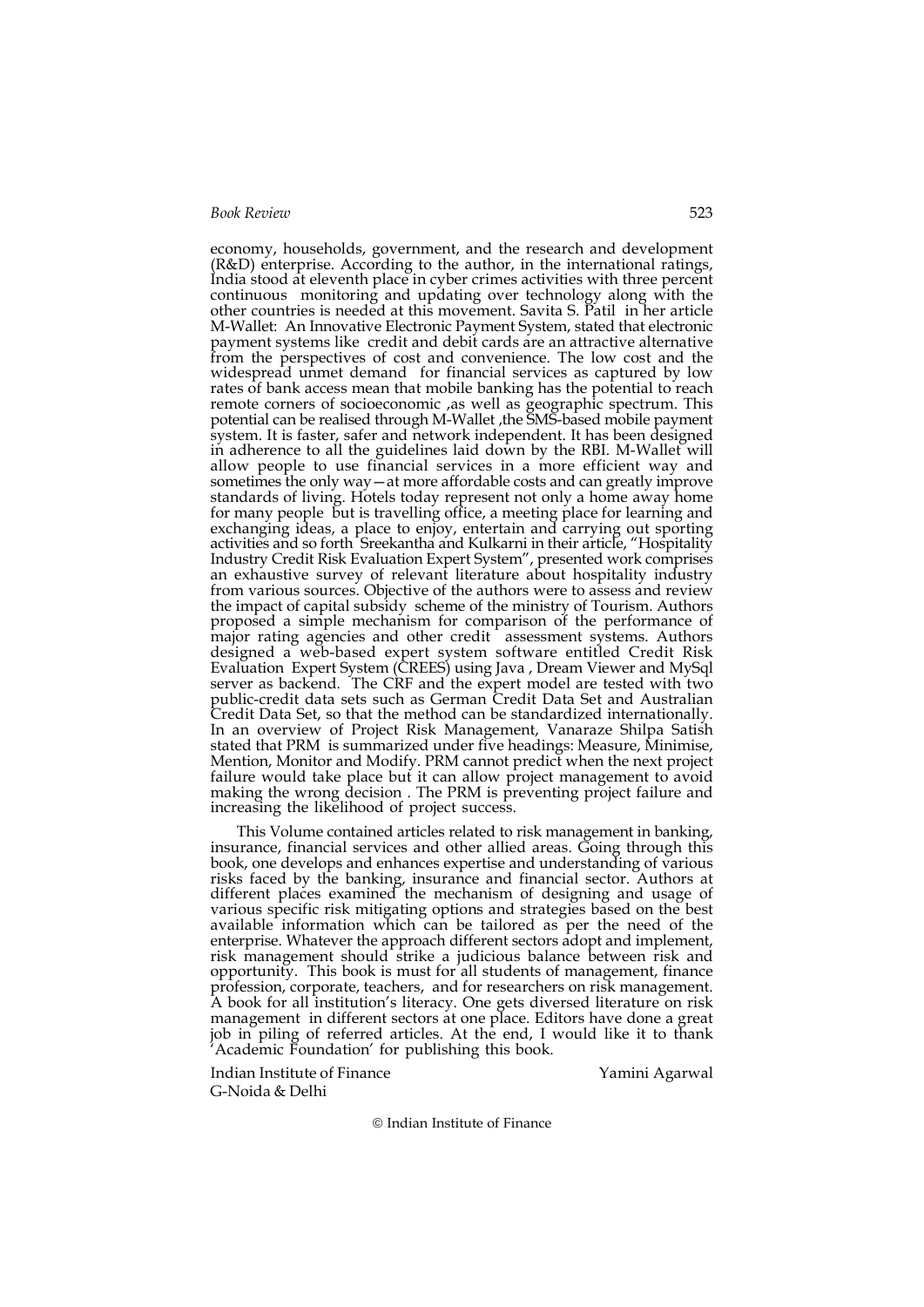economy, households, government, and the research and development (R&D) enterprise. According to the author, in the international ratings, India stood at eleventh place in cyber crimes activities with three percent continuous monitoring and updating over technology along with the other countries is needed at this movement. Savita S. Patil in her article M-Wallet: An Innovative Electronic Payment System, stated that electronic payment systems like credit and debit cards are an attractive alternative from the perspectives of cost and convenience. The low cost and the widespread unmet demand for financial services as captured by low rates of bank access mean that mobile banking has the potential to reach remote corners of socioeconomic ,as well as geographic spectrum. This potential can be realised through M-Wallet ,the SMS-based mobile payment system. It is faster, safer and network independent. It has been designed in adherence to all the guidelines laid down by the RBI. M-Wallet will allow people to use financial services in a more efficient way and sometimes the only way—at more affordable costs and can greatly improve standards of living. Hotels today represent not only a home away home for many people but is travelling office, a meeting place for learning and exchanging ideas, a place to enjoy, entertain and carrying out sporting activities and so forth Sreekantha and Kulkarni in their article, "Hospitality Industry Credit Risk Evaluation Expert System", presented work comprises an exhaustive survey of relevant literature about hospitality industry from various sources. Objective of the authors were to assess and review the impact of capital subsidy scheme of the ministry of Tourism. Authors proposed a simple mechanism for comparison of the performance of major rating agencies and other credit assessment systems. Authors designed a web-based expert system software entitled Credit Risk Evaluation Expert System (CREES) using Java , Dream Viewer and MySql server as backend. The CRF and the expert model are tested with two public-credit data sets such as German Credit Data Set and Australian Credit Data Set, so that the method can be standardized internationally. In an overview of Project Risk Management, Vanaraze Shilpa Satish stated that PRM is summarized under five headings: Measure, Minimise, Mention, Monitor and Modify. PRM cannot predict when the next project failure would take place but it can allow project management to avoid making the wrong decision . The PRM is preventing project failure and increasing the likelihood of project success.

This Volume contained articles related to risk management in banking, insurance, financial services and other allied areas. Going through this book, one develops and enhances expertise and understanding of various risks faced by the banking, insurance and financial sector. Authors at different places examined the mechanism of designing and usage of various specific risk mitigating options and strategies based on the best available information which can be tailored as per the need of the enterprise. Whatever the approach different sectors adopt and implement, risk management should strike a judicious balance between risk and opportunity. This book is must for all students of management, finance profession, corporate, teachers, and for researchers on risk management. A book for all institution's literacy. One gets diversed literature on risk management in different sectors at one place. Editors have done a great job in piling of referred articles. At the end, I would like it to thank 'Academic Foundation' for publishing this book.

Indian Institute of Finance  
G-Noida & Delhi

Yamini Agarwal

© Indian Institute of Finance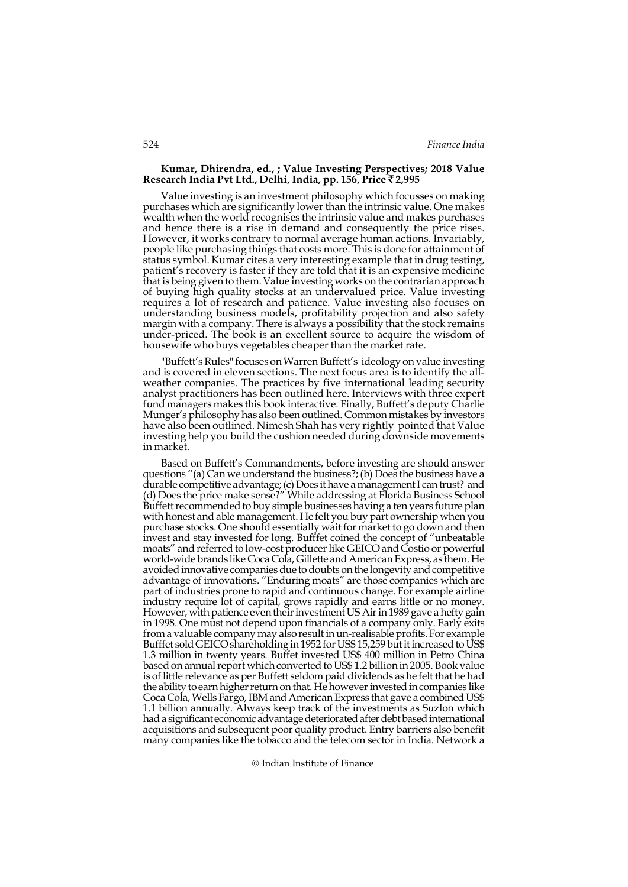**Kumar, Dhirendra, ed., ; Value Investing Perspectives; 2018 Value Research India Pvt Ltd., Delhi, India, pp. 156, Price ₹ 2,995**

Value investing is an investment philosophy which focusses on making purchases which are significantly lower than the intrinsic value. One makes wealth when the world recognises the intrinsic value and makes purchases and hence there is a rise in demand and consequently the price rises. However, it works contrary to normal average human actions. Invariably, people like purchasing things that costs more. This is done for attainment of status symbol. Kumar cites a very interesting example that in drug testing, patient's recovery is faster if they are told that it is an expensive medicine that is being given to them. Value investing works on the contrarian approach of buying high quality stocks at an undervalued price. Value investing requires a lot of research and patience. Value investing also focuses on understanding business models, profitability projection and also safety margin with a company. There is always a possibility that the stock remains under-priced. The book is an excellent source to acquire the wisdom of housewife who buys vegetables cheaper than the market rate.

"Buffett's Rules" focuses on Warren Buffett's ideology on value investing and is covered in eleven sections. The next focus area is to identify the all-weather companies. The practices by five international leading security analyst practitioners has been outlined here. Interviews with three expert fund managers makes this book interactive. Finally, Buffett's deputy Charlie Munger's philosophy has also been outlined. Common mistakes by investors have also been outlined. Nimesh Shah has very rightly pointed that Value investing help you build the cushion needed during downside movements in market.

Based on Buffett's Commandments, before investing are should answer questions "(a) Can we understand the business?; (b) Does the business have a durable competitive advantage; (c) Does it have a management I can trust? and (d) Does the price make sense?" While addressing at Florida Business School Buffett recommended to buy simple businesses having a ten years future plan with honest and able management. He felt you buy part ownership when you purchase stocks. One should essentially wait for market to go down and then invest and stay invested for long. Bufffet coined the concept of "unbeatable moats" and referred to low-cost producer like GEICO and Costio or powerful world-wide brands like Coca Cola, Gillette and American Express, as them. He avoided innovative companies due to doubts on the longevity and competitive advantage of innovations. "Enduring moats" are those companies which are part of industries prone to rapid and continuous change. For example airline industry require lot of capital, grows rapidly and earns little or no money. However, with patience even their investment US Air in 1989 gave a hefty gain in 1998. One must not depend upon financials of a company only. Early exits from a valuable company may also result in un-realisable profits. For example Bufffet sold GEICO shareholding in 1952 for US$ 15,259 but it increased to US$ 1.3 million in twenty years. Buffet invested US$ 400 million in Petro China based on annual report which converted to US$ 1.2 billion in 2005. Book value is of little relevance as per Buffett seldom paid dividends as he felt that he had the ability to earn higher return on that. He however invested in companies like Coca Cola, Wells Fargo, IBM and American Express that gave a combined US$ 1.1 billion annually. Always keep track of the investments as Suzlon which had a significant economic advantage deteriorated after debt based international acquisitions and subsequent poor quality product. Entry barriers also benefit many companies like the tobacco and the telecom sector in India. Network a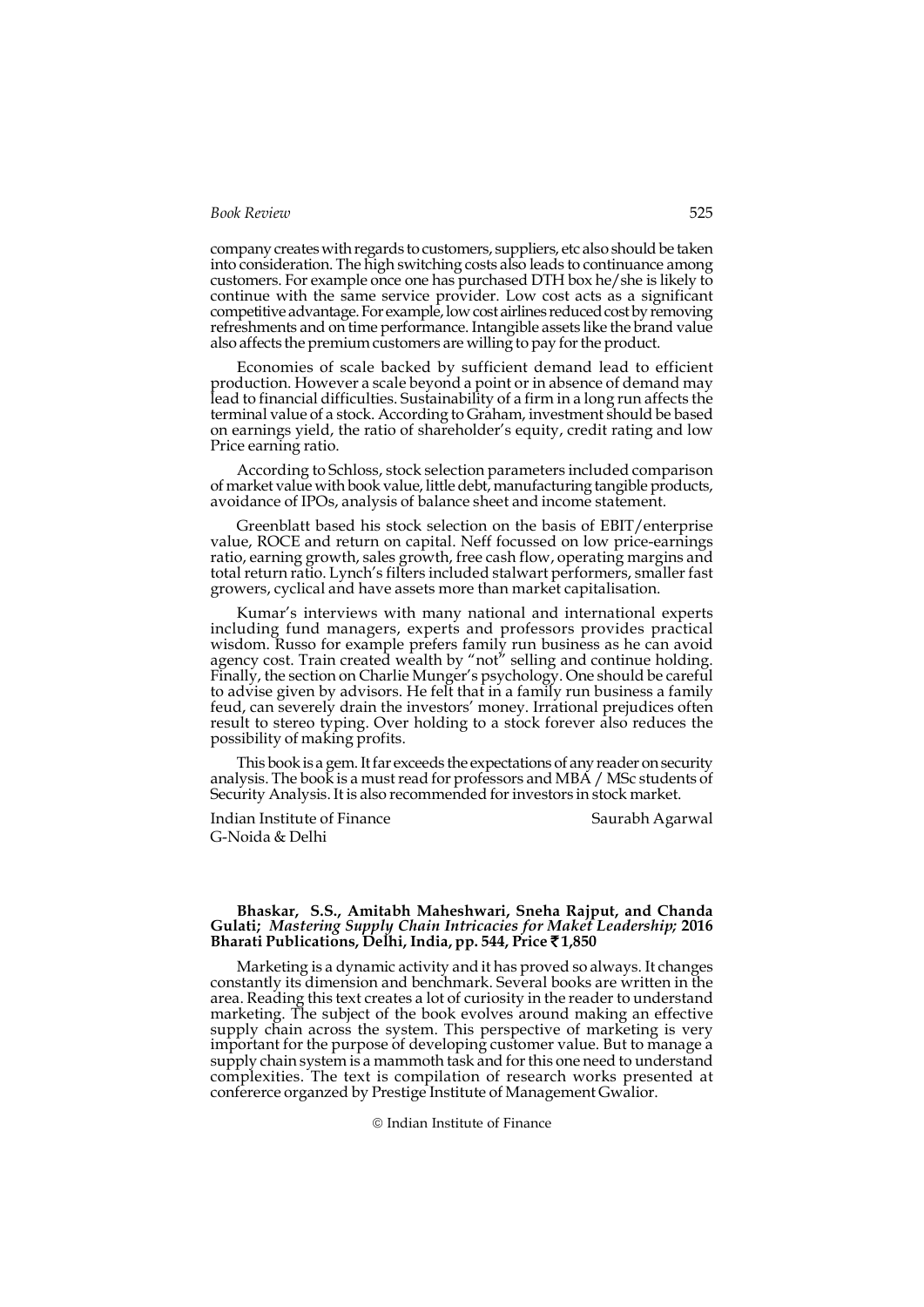company creates with regards to customers, suppliers, etc also should be taken into consideration. The high switching costs also leads to continuance among customers. For example once one has purchased DTH box he/she is likely to continue with the same service provider. Low cost acts as a significant competitive advantage. For example, low cost airlines reduced cost by removing refreshments and on time performance. Intangible assets like the brand value also affects the premium customers are willing to pay for the product.

Economies of scale backed by sufficient demand lead to efficient production. However a scale beyond a point or in absence of demand may lead to financial difficulties. Sustainability of a firm in a long run affects the terminal value of a stock. According to Graham, investment should be based on earnings yield, the ratio of shareholder's equity, credit rating and low Price earning ratio.

According to Schloss, stock selection parameters included comparison of market value with book value, little debt, manufacturing tangible products, avoidance of IPOs, analysis of balance sheet and income statement.

Greenblatt based his stock selection on the basis of EBIT/enterprise value, ROCE and return on capital. Neff focussed on low price-earnings ratio, earning growth, sales growth, free cash flow, operating margins and total return ratio. Lynch's filters included stalwart performers, smaller fast growers, cyclical and have assets more than market capitalisation.

Kumar's interviews with many national and international experts including fund managers, experts and professors provides practical wisdom. Russo for example prefers family run business as he can avoid agency cost. Train created wealth by "not" selling and continue holding. Finally, the section on Charlie Munger's psychology. One should be careful to advise given by advisors. He felt that in a family run business a family feud, can severely drain the investors' money. Irrational prejudices often result to stereo typing. Over holding to a stock forever also reduces the possibility of making profits.

This book is a gem. It far exceeds the expectations of any reader on security analysis. The book is a must read for professors and MBA / MSc students of Security Analysis. It is also recommended for investors in stock market.

Indian Institute of Finance
G-Noida & Delhi

Saurabh Agarwal

**Bhaskar, S.S., Amitabh Maheshwari, Sneha Rajput, and Chanda Gulati;** ***Mastering Supply Chain Intricacies for Maket Leadership;*** **2016 Bharati Publications, Delhi, India, pp. 544, Price ₹1,850**

Marketing is a dynamic activity and it has proved so always. It changes constantly its dimension and benchmark. Several books are written in the area. Reading this text creates a lot of curiosity in the reader to understand marketing. The subject of the book evolves around making an effective supply chain across the system. This perspective of marketing is very important for the purpose of developing customer value. But to manage a supply chain system is a mammoth task and for this one need to understand complexities. The text is compilation of research works presented at confererce organzed by Prestige Institute of Management Gwalior.

© Indian Institute of Finance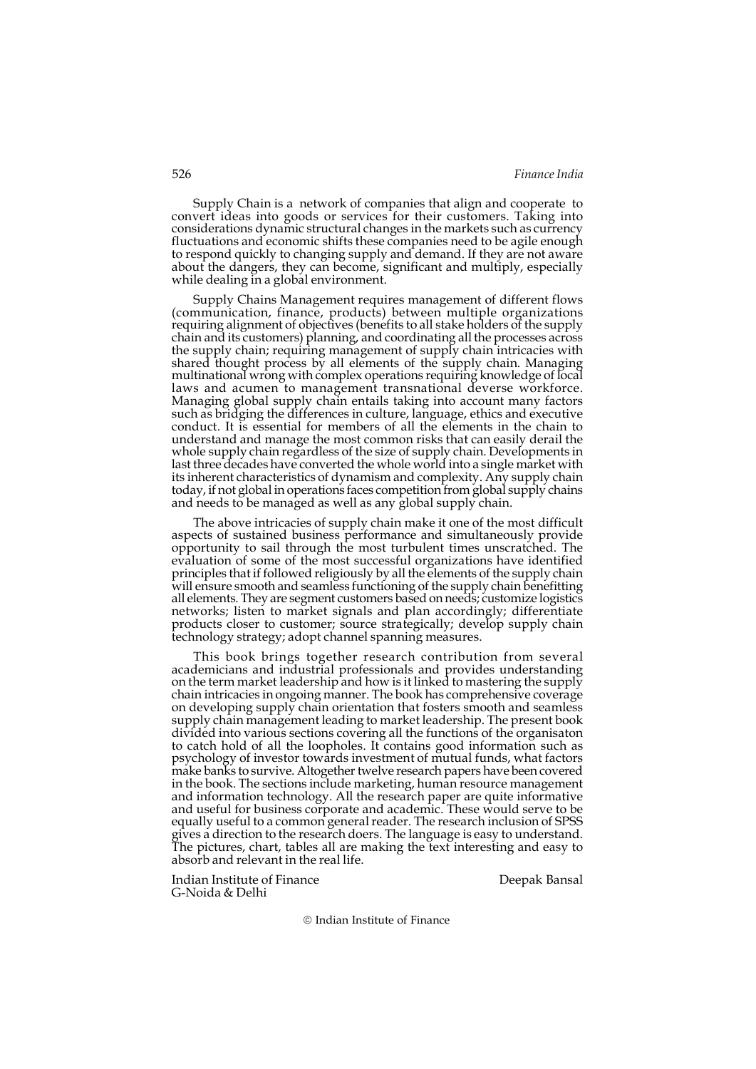Supply Chain is a network of companies that align and cooperate to convert ideas into goods or services for their customers. Taking into considerations dynamic structural changes in the markets such as currency fluctuations and economic shifts these companies need to be agile enough to respond quickly to changing supply and demand. If they are not aware about the dangers, they can become, significant and multiply, especially while dealing in a global environment.

Supply Chains Management requires management of different flows (communication, finance, products) between multiple organizations requiring alignment of objectives (benefits to all stake holders of the supply chain and its customers) planning, and coordinating all the processes across the supply chain; requiring management of supply chain intricacies with shared thought process by all elements of the supply chain. Managing multinational wrong with complex operations requiring knowledge of local laws and acumen to management transnational deverse workforce. Managing global supply chain entails taking into account many factors such as bridging the differences in culture, language, ethics and executive conduct. It is essential for members of all the elements in the chain to understand and manage the most common risks that can easily derail the whole supply chain regardless of the size of supply chain. Developments in last three decades have converted the whole world into a single market with its inherent characteristics of dynamism and complexity. Any supply chain today, if not global in operations faces competition from global supply chains and needs to be managed as well as any global supply chain.

The above intricacies of supply chain make it one of the most difficult aspects of sustained business performance and simultaneously provide opportunity to sail through the most turbulent times unscratched. The evaluation of some of the most successful organizations have identified principles that if followed religiously by all the elements of the supply chain will ensure smooth and seamless functioning of the supply chain benefitting all elements. They are segment customers based on needs; customize logistics networks; listen to market signals and plan accordingly; differentiate products closer to customer; source strategically; develop supply chain technology strategy; adopt channel spanning measures.

This book brings together research contribution from several academicians and industrial professionals and provides understanding on the term market leadership and how is it linked to mastering the supply chain intricacies in ongoing manner. The book has comprehensive coverage on developing supply chain orientation that fosters smooth and seamless supply chain management leading to market leadership. The present book divided into various sections covering all the functions of the organisaton to catch hold of all the loopholes. It contains good information such as psychology of investor towards investment of mutual funds, what factors make banks to survive. Altogether twelve research papers have been covered in the book. The sections include marketing, human resource management and information technology. All the research paper are quite informative and useful for business corporate and academic. These would serve to be equally useful to a common general reader. The research inclusion of SPSS gives a direction to the research doers. The language is easy to understand. The pictures, chart, tables all are making the text interesting and easy to absorb and relevant in the real life.

Indian Institute of Finance
G-Noida & Delhi

Deepak Bansal

© Indian Institute of Finance